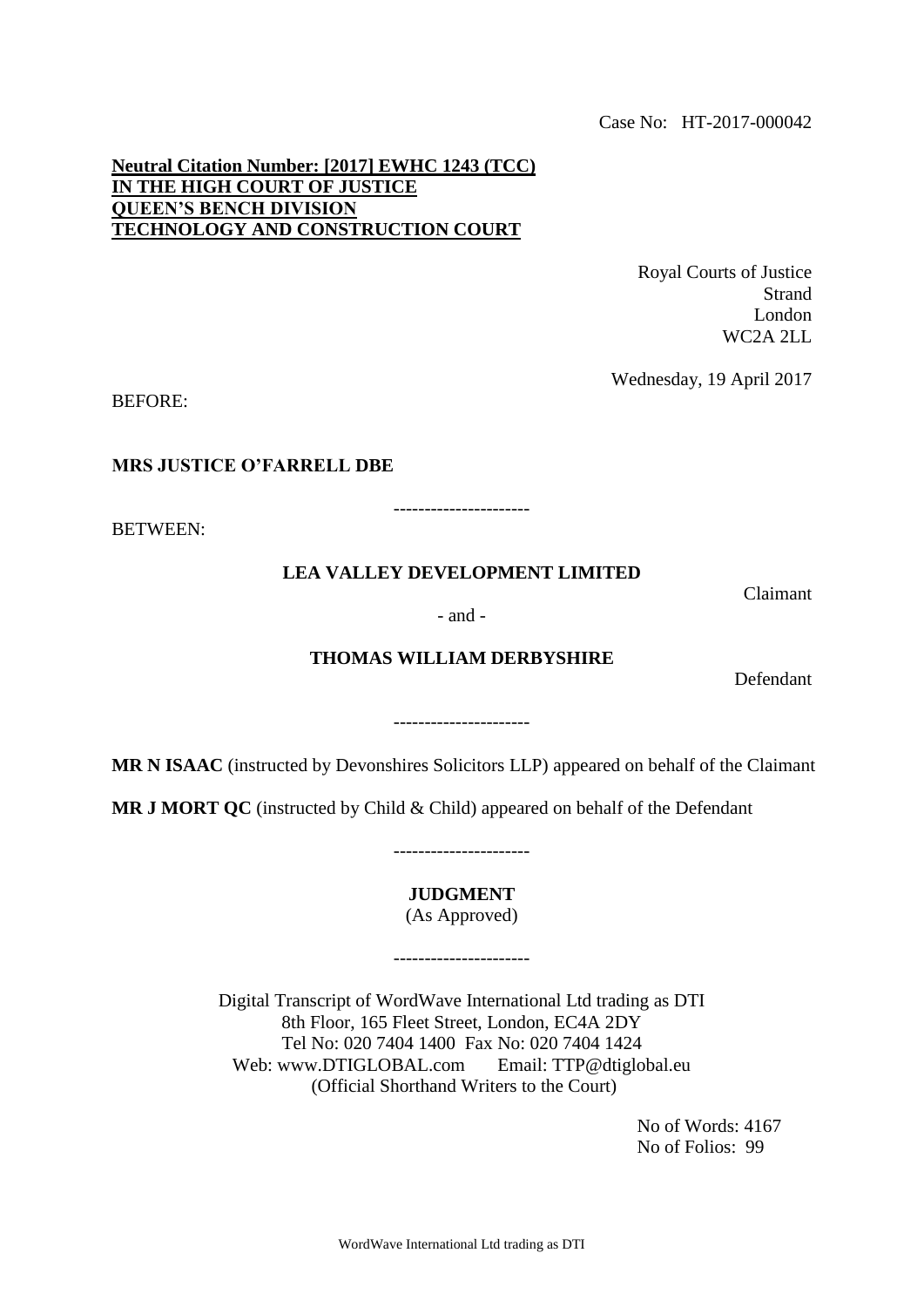Case No: HT-2017-000042

**Neutral Citation Number: [2017] EWHC 1243 (TCC)**
**IN THE HIGH COURT OF JUSTICE**
**QUEEN'S BENCH DIVISION**
**TECHNOLOGY AND CONSTRUCTION COURT**

Royal Courts of Justice
Strand
London
WC2A 2LL

Wednesday, 19 April 2017

BEFORE:

**MRS JUSTICE O'FARRELL DBE**

---------------------

BETWEEN:

**LEA VALLEY DEVELOPMENT LIMITED**

Claimant

- and -

**THOMAS WILLIAM DERBYSHIRE**

Defendant

---------------------

**MR N ISAAC** (instructed by Devonshires Solicitors LLP) appeared on behalf of the Claimant

**MR J MORT QC** (instructed by Child & Child) appeared on behalf of the Defendant

---------------------

**JUDGMENT**
(As Approved)

---------------------

Digital Transcript of WordWave International Ltd trading as DTI
8th Floor, 165 Fleet Street, London, EC4A 2DY
Tel No: 020 7404 1400 Fax No: 020 7404 1424
Web: www.DTIGLOBAL.com Email: TTP@dtiglobal.eu
(Official Shorthand Writers to the Court)

No of Words: 4167
No of Folios: 99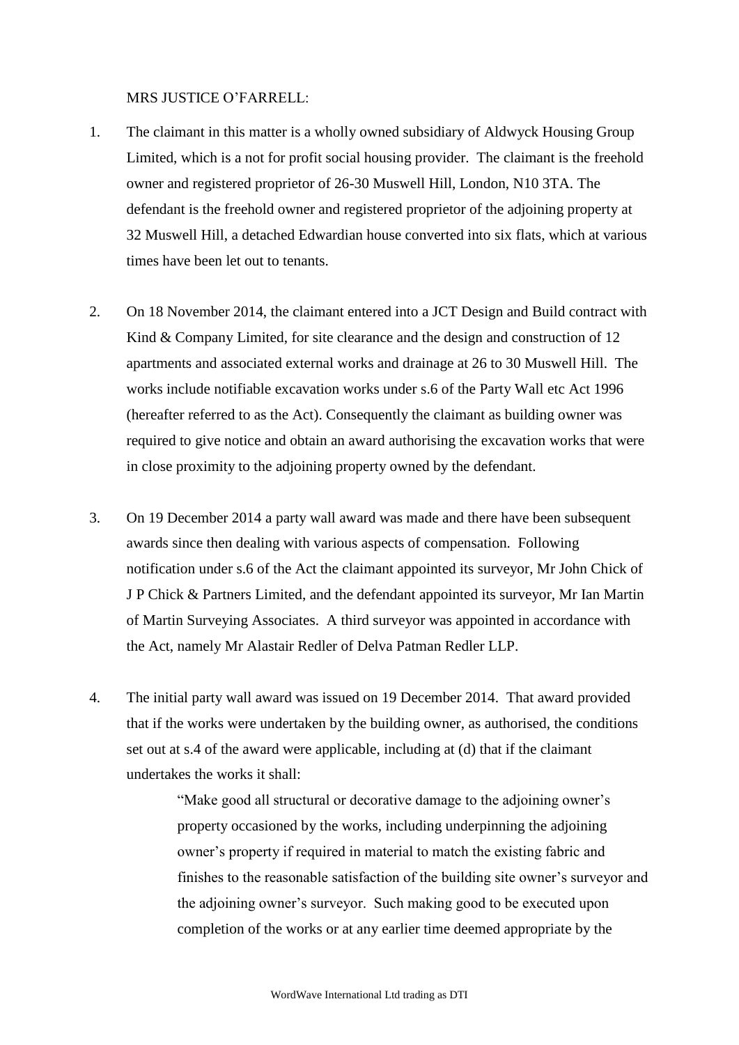MRS JUSTICE O'FARRELL:

1. The claimant in this matter is a wholly owned subsidiary of Aldwyck Housing Group Limited, which is a not for profit social housing provider. The claimant is the freehold owner and registered proprietor of 26-30 Muswell Hill, London, N10 3TA. The defendant is the freehold owner and registered proprietor of the adjoining property at 32 Muswell Hill, a detached Edwardian house converted into six flats, which at various times have been let out to tenants.

2. On 18 November 2014, the claimant entered into a JCT Design and Build contract with Kind & Company Limited, for site clearance and the design and construction of 12 apartments and associated external works and drainage at 26 to 30 Muswell Hill. The works include notifiable excavation works under s.6 of the Party Wall etc Act 1996 (hereafter referred to as the Act). Consequently the claimant as building owner was required to give notice and obtain an award authorising the excavation works that were in close proximity to the adjoining property owned by the defendant.

3. On 19 December 2014 a party wall award was made and there have been subsequent awards since then dealing with various aspects of compensation. Following notification under s.6 of the Act the claimant appointed its surveyor, Mr John Chick of J P Chick & Partners Limited, and the defendant appointed its surveyor, Mr Ian Martin of Martin Surveying Associates. A third surveyor was appointed in accordance with the Act, namely Mr Alastair Redler of Delva Patman Redler LLP.

4. The initial party wall award was issued on 19 December 2014. That award provided that if the works were undertaken by the building owner, as authorised, the conditions set out at s.4 of the award were applicable, including at (d) that if the claimant undertakes the works it shall:

   > "Make good all structural or decorative damage to the adjoining owner's property occasioned by the works, including underpinning the adjoining owner's property if required in material to match the existing fabric and finishes to the reasonable satisfaction of the building site owner's surveyor and the adjoining owner's surveyor. Such making good to be executed upon completion of the works or at any earlier time deemed appropriate by the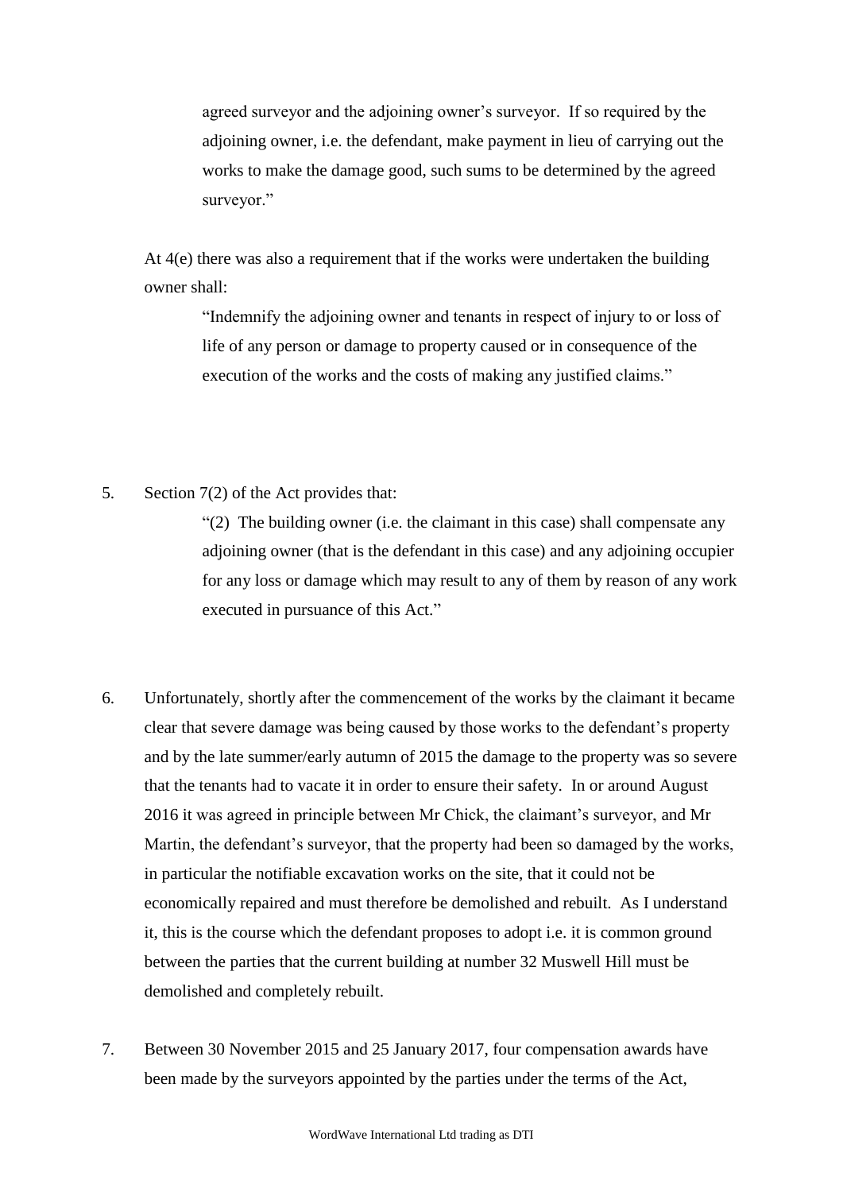> agreed surveyor and the adjoining owner's surveyor. If so required by the adjoining owner, i.e. the defendant, make payment in lieu of carrying out the works to make the damage good, such sums to be determined by the agreed surveyor."

At 4(e) there was also a requirement that if the works were undertaken the building owner shall:

> "Indemnify the adjoining owner and tenants in respect of injury to or loss of life of any person or damage to property caused or in consequence of the execution of the works and the costs of making any justified claims."

5. Section 7(2) of the Act provides that:

> "(2) The building owner (i.e. the claimant in this case) shall compensate any adjoining owner (that is the defendant in this case) and any adjoining occupier for any loss or damage which may result to any of them by reason of any work executed in pursuance of this Act."

6. Unfortunately, shortly after the commencement of the works by the claimant it became clear that severe damage was being caused by those works to the defendant's property and by the late summer/early autumn of 2015 the damage to the property was so severe that the tenants had to vacate it in order to ensure their safety. In or around August 2016 it was agreed in principle between Mr Chick, the claimant's surveyor, and Mr Martin, the defendant's surveyor, that the property had been so damaged by the works, in particular the notifiable excavation works on the site, that it could not be economically repaired and must therefore be demolished and rebuilt. As I understand it, this is the course which the defendant proposes to adopt i.e. it is common ground between the parties that the current building at number 32 Muswell Hill must be demolished and completely rebuilt.

7. Between 30 November 2015 and 25 January 2017, four compensation awards have been made by the surveyors appointed by the parties under the terms of the Act,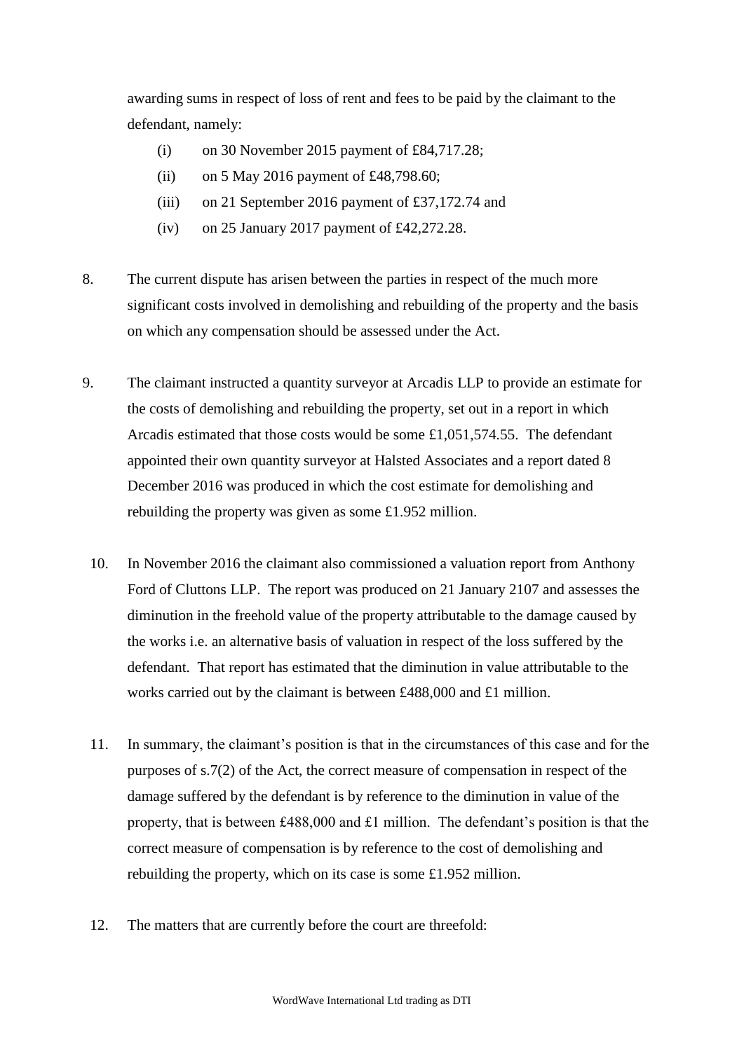awarding sums in respect of loss of rent and fees to be paid by the claimant to the defendant, namely:

(i) on 30 November 2015 payment of £84,717.28;

(ii) on 5 May 2016 payment of £48,798.60;

(iii) on 21 September 2016 payment of £37,172.74 and

(iv) on 25 January 2017 payment of £42,272.28.

8. The current dispute has arisen between the parties in respect of the much more significant costs involved in demolishing and rebuilding of the property and the basis on which any compensation should be assessed under the Act.

9. The claimant instructed a quantity surveyor at Arcadis LLP to provide an estimate for the costs of demolishing and rebuilding the property, set out in a report in which Arcadis estimated that those costs would be some £1,051,574.55. The defendant appointed their own quantity surveyor at Halsted Associates and a report dated 8 December 2016 was produced in which the cost estimate for demolishing and rebuilding the property was given as some £1.952 million.

10. In November 2016 the claimant also commissioned a valuation report from Anthony Ford of Cluttons LLP. The report was produced on 21 January 2107 and assesses the diminution in the freehold value of the property attributable to the damage caused by the works i.e. an alternative basis of valuation in respect of the loss suffered by the defendant. That report has estimated that the diminution in value attributable to the works carried out by the claimant is between £488,000 and £1 million.

11. In summary, the claimant's position is that in the circumstances of this case and for the purposes of s.7(2) of the Act, the correct measure of compensation in respect of the damage suffered by the defendant is by reference to the diminution in value of the property, that is between £488,000 and £1 million. The defendant's position is that the correct measure of compensation is by reference to the cost of demolishing and rebuilding the property, which on its case is some £1.952 million.

12. The matters that are currently before the court are threefold: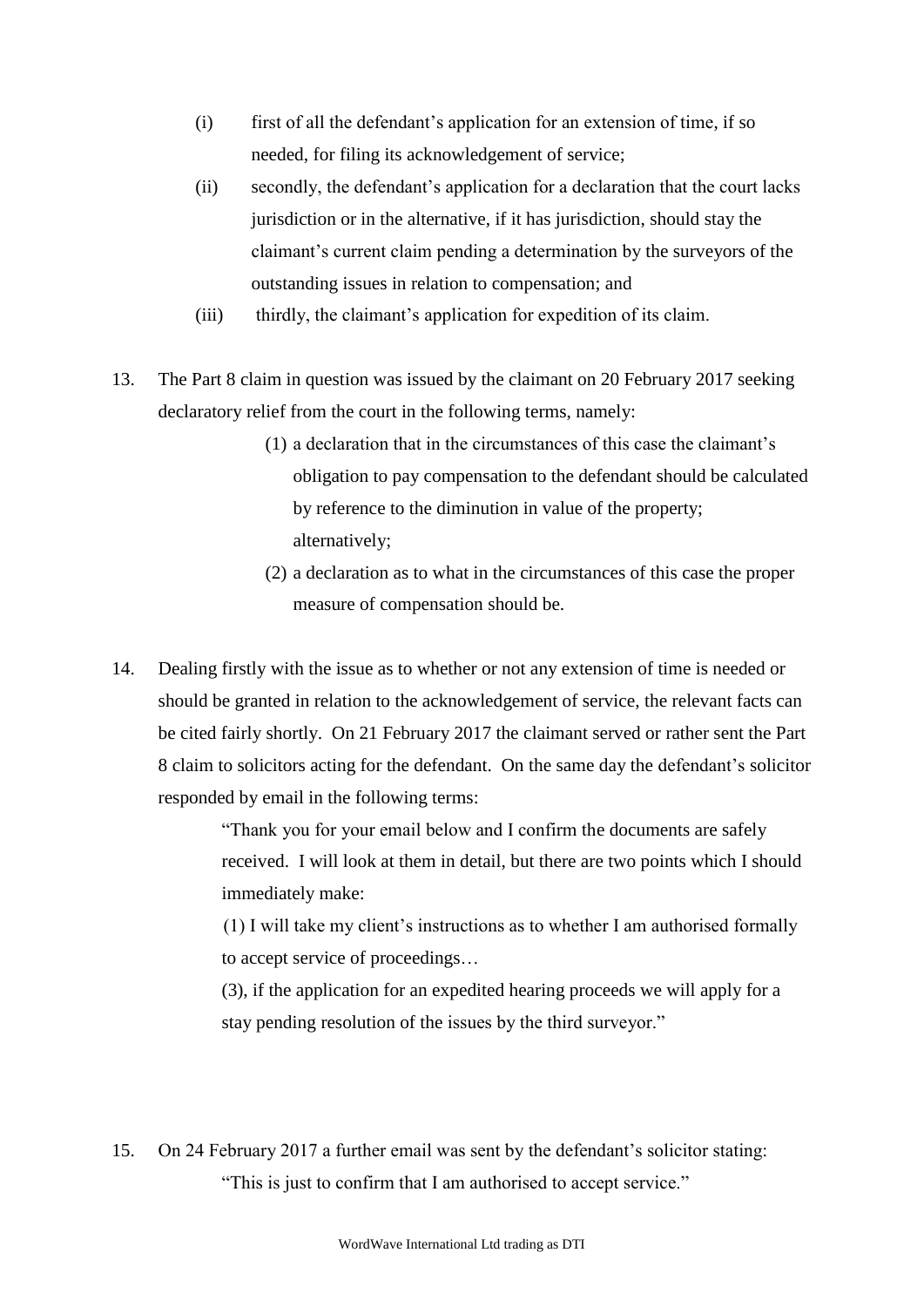(i) first of all the defendant's application for an extension of time, if so needed, for filing its acknowledgement of service;

(ii) secondly, the defendant's application for a declaration that the court lacks jurisdiction or in the alternative, if it has jurisdiction, should stay the claimant's current claim pending a determination by the surveyors of the outstanding issues in relation to compensation; and

(iii) thirdly, the claimant's application for expedition of its claim.

13. The Part 8 claim in question was issued by the claimant on 20 February 2017 seeking declaratory relief from the court in the following terms, namely:

    (1) a declaration that in the circumstances of this case the claimant's obligation to pay compensation to the defendant should be calculated by reference to the diminution in value of the property; alternatively;

    (2) a declaration as to what in the circumstances of this case the proper measure of compensation should be.

14. Dealing firstly with the issue as to whether or not any extension of time is needed or should be granted in relation to the acknowledgement of service, the relevant facts can be cited fairly shortly. On 21 February 2017 the claimant served or rather sent the Part 8 claim to solicitors acting for the defendant. On the same day the defendant's solicitor responded by email in the following terms:

    > "Thank you for your email below and I confirm the documents are safely received. I will look at them in detail, but there are two points which I should immediately make:
    >
    > (1) I will take my client's instructions as to whether I am authorised formally to accept service of proceedings…
    >
    > (3), if the application for an expedited hearing proceeds we will apply for a stay pending resolution of the issues by the third surveyor."

15. On 24 February 2017 a further email was sent by the defendant's solicitor stating:

    > "This is just to confirm that I am authorised to accept service."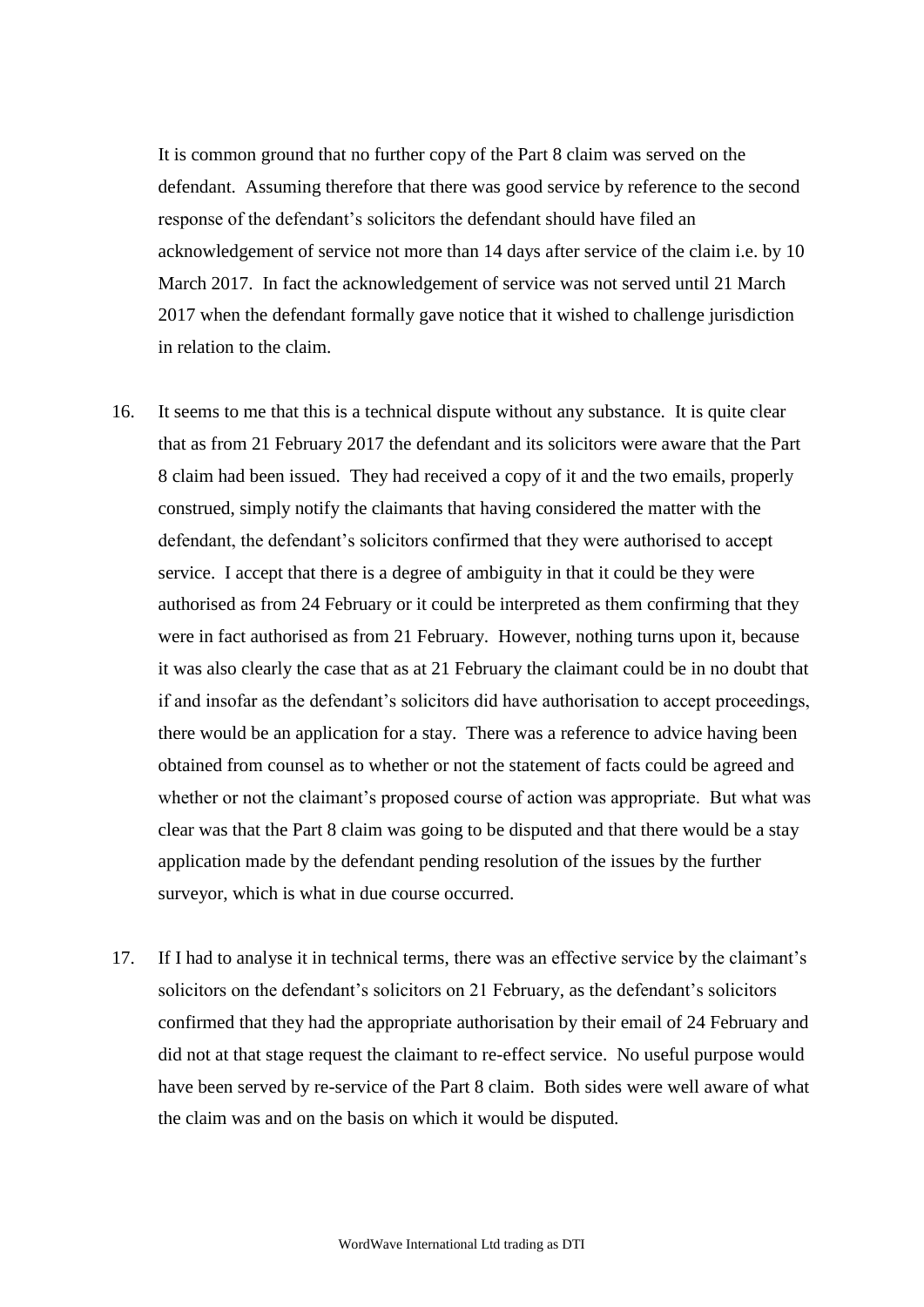It is common ground that no further copy of the Part 8 claim was served on the defendant. Assuming therefore that there was good service by reference to the second response of the defendant's solicitors the defendant should have filed an acknowledgement of service not more than 14 days after service of the claim i.e. by 10 March 2017. In fact the acknowledgement of service was not served until 21 March 2017 when the defendant formally gave notice that it wished to challenge jurisdiction in relation to the claim.

16. It seems to me that this is a technical dispute without any substance. It is quite clear that as from 21 February 2017 the defendant and its solicitors were aware that the Part 8 claim had been issued. They had received a copy of it and the two emails, properly construed, simply notify the claimants that having considered the matter with the defendant, the defendant's solicitors confirmed that they were authorised to accept service. I accept that there is a degree of ambiguity in that it could be they were authorised as from 24 February or it could be interpreted as them confirming that they were in fact authorised as from 21 February. However, nothing turns upon it, because it was also clearly the case that as at 21 February the claimant could be in no doubt that if and insofar as the defendant's solicitors did have authorisation to accept proceedings, there would be an application for a stay. There was a reference to advice having been obtained from counsel as to whether or not the statement of facts could be agreed and whether or not the claimant's proposed course of action was appropriate. But what was clear was that the Part 8 claim was going to be disputed and that there would be a stay application made by the defendant pending resolution of the issues by the further surveyor, which is what in due course occurred.

17. If I had to analyse it in technical terms, there was an effective service by the claimant's solicitors on the defendant's solicitors on 21 February, as the defendant's solicitors confirmed that they had the appropriate authorisation by their email of 24 February and did not at that stage request the claimant to re-effect service. No useful purpose would have been served by re-service of the Part 8 claim. Both sides were well aware of what the claim was and on the basis on which it would be disputed.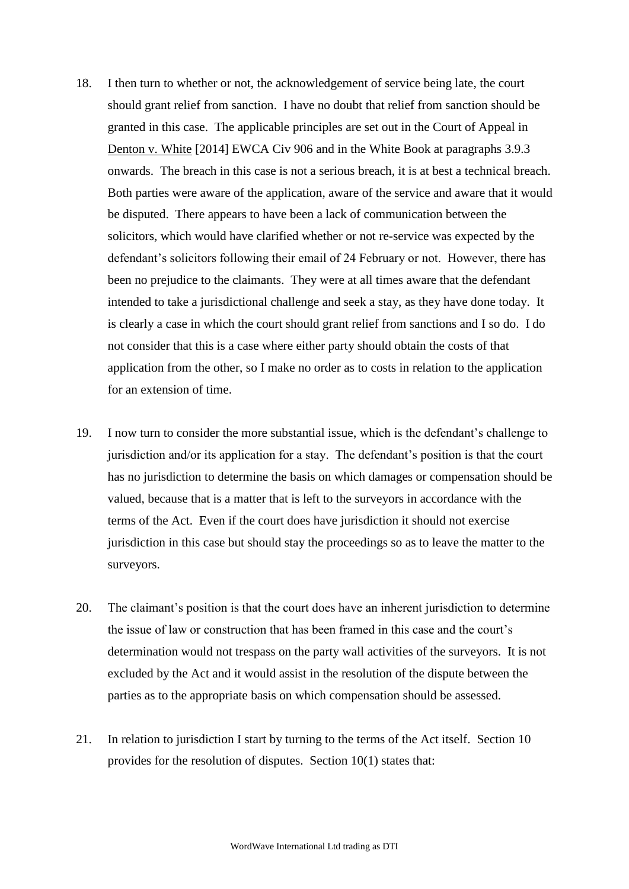18. I then turn to whether or not, the acknowledgement of service being late, the court should grant relief from sanction. I have no doubt that relief from sanction should be granted in this case. The applicable principles are set out in the Court of Appeal in Denton v. White [2014] EWCA Civ 906 and in the White Book at paragraphs 3.9.3 onwards. The breach in this case is not a serious breach, it is at best a technical breach. Both parties were aware of the application, aware of the service and aware that it would be disputed. There appears to have been a lack of communication between the solicitors, which would have clarified whether or not re-service was expected by the defendant's solicitors following their email of 24 February or not. However, there has been no prejudice to the claimants. They were at all times aware that the defendant intended to take a jurisdictional challenge and seek a stay, as they have done today. It is clearly a case in which the court should grant relief from sanctions and I so do. I do not consider that this is a case where either party should obtain the costs of that application from the other, so I make no order as to costs in relation to the application for an extension of time.

19. I now turn to consider the more substantial issue, which is the defendant's challenge to jurisdiction and/or its application for a stay. The defendant's position is that the court has no jurisdiction to determine the basis on which damages or compensation should be valued, because that is a matter that is left to the surveyors in accordance with the terms of the Act. Even if the court does have jurisdiction it should not exercise jurisdiction in this case but should stay the proceedings so as to leave the matter to the surveyors.

20. The claimant's position is that the court does have an inherent jurisdiction to determine the issue of law or construction that has been framed in this case and the court's determination would not trespass on the party wall activities of the surveyors. It is not excluded by the Act and it would assist in the resolution of the dispute between the parties as to the appropriate basis on which compensation should be assessed.

21. In relation to jurisdiction I start by turning to the terms of the Act itself. Section 10 provides for the resolution of disputes. Section 10(1) states that: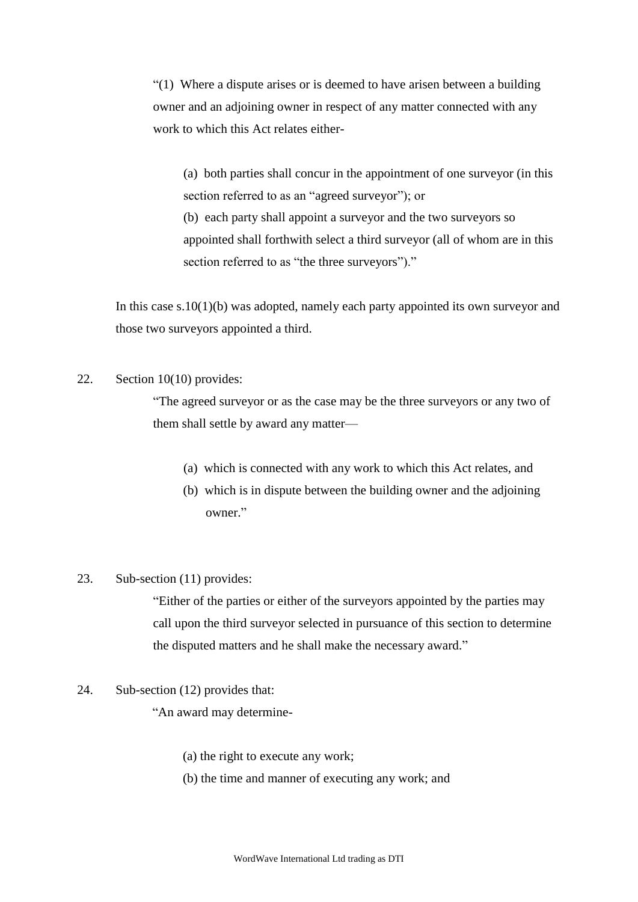> "(1) Where a dispute arises or is deemed to have arisen between a building owner and an adjoining owner in respect of any matter connected with any work to which this Act relates either-
>
> > (a) both parties shall concur in the appointment of one surveyor (in this section referred to as an "agreed surveyor"); or
> > (b) each party shall appoint a surveyor and the two surveyors so appointed shall forthwith select a third surveyor (all of whom are in this section referred to as "the three surveyors")."

In this case s.10(1)(b) was adopted, namely each party appointed its own surveyor and those two surveyors appointed a third.

22. Section 10(10) provides:

> "The agreed surveyor or as the case may be the three surveyors or any two of them shall settle by award any matter—
>
> > (a) which is connected with any work to which this Act relates, and
> > (b) which is in dispute between the building owner and the adjoining owner."

23. Sub-section (11) provides:

> "Either of the parties or either of the surveyors appointed by the parties may call upon the third surveyor selected in pursuance of this section to determine the disputed matters and he shall make the necessary award."

24. Sub-section (12) provides that:

> "An award may determine-
>
> > (a) the right to execute any work;
> > (b) the time and manner of executing any work; and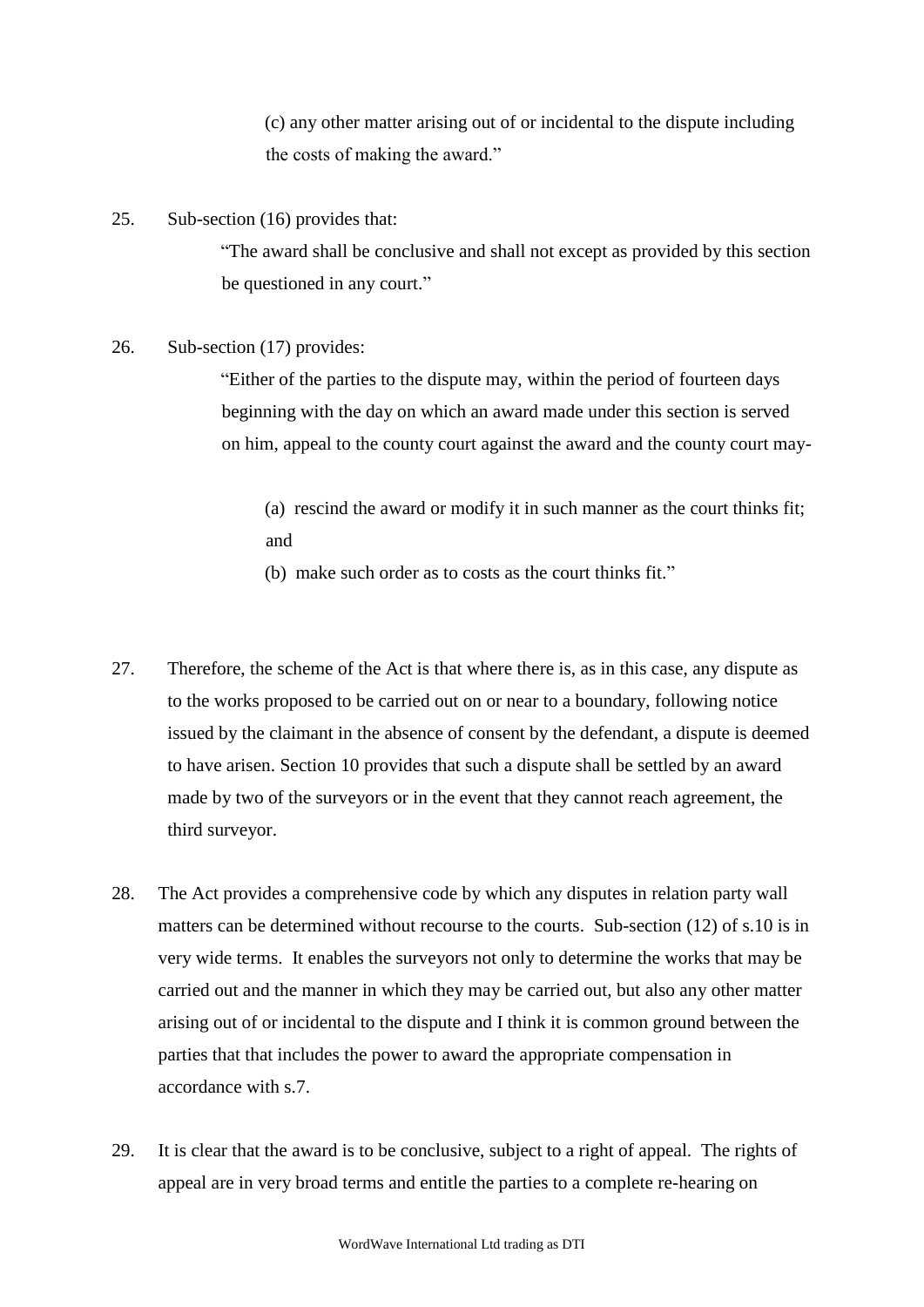(c) any other matter arising out of or incidental to the dispute including the costs of making the award."

25. Sub-section (16) provides that:

 "The award shall be conclusive and shall not except as provided by this section be questioned in any court."

26. Sub-section (17) provides:

 "Either of the parties to the dispute may, within the period of fourteen days beginning with the day on which an award made under this section is served on him, appeal to the county court against the award and the county court may-

 (a) rescind the award or modify it in such manner as the court thinks fit; and

 (b) make such order as to costs as the court thinks fit."

27. Therefore, the scheme of the Act is that where there is, as in this case, any dispute as to the works proposed to be carried out on or near to a boundary, following notice issued by the claimant in the absence of consent by the defendant, a dispute is deemed to have arisen. Section 10 provides that such a dispute shall be settled by an award made by two of the surveyors or in the event that they cannot reach agreement, the third surveyor.

28. The Act provides a comprehensive code by which any disputes in relation party wall matters can be determined without recourse to the courts. Sub-section (12) of s.10 is in very wide terms. It enables the surveyors not only to determine the works that may be carried out and the manner in which they may be carried out, but also any other matter arising out of or incidental to the dispute and I think it is common ground between the parties that that includes the power to award the appropriate compensation in accordance with s.7.

29. It is clear that the award is to be conclusive, subject to a right of appeal. The rights of appeal are in very broad terms and entitle the parties to a complete re-hearing on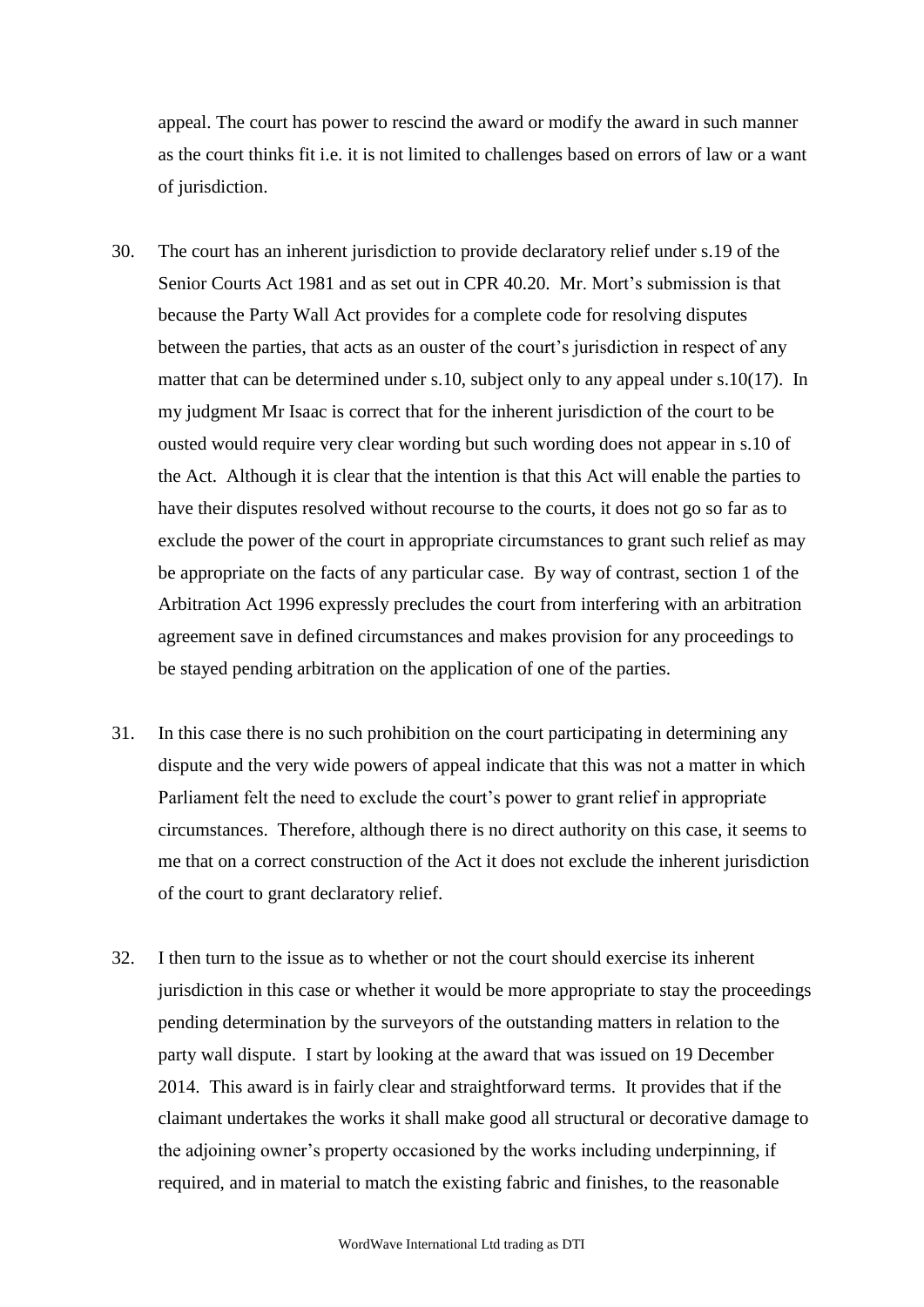appeal. The court has power to rescind the award or modify the award in such manner as the court thinks fit i.e. it is not limited to challenges based on errors of law or a want of jurisdiction.

30. The court has an inherent jurisdiction to provide declaratory relief under s.19 of the Senior Courts Act 1981 and as set out in CPR 40.20. Mr. Mort's submission is that because the Party Wall Act provides for a complete code for resolving disputes between the parties, that acts as an ouster of the court's jurisdiction in respect of any matter that can be determined under s.10, subject only to any appeal under s.10(17). In my judgment Mr Isaac is correct that for the inherent jurisdiction of the court to be ousted would require very clear wording but such wording does not appear in s.10 of the Act. Although it is clear that the intention is that this Act will enable the parties to have their disputes resolved without recourse to the courts, it does not go so far as to exclude the power of the court in appropriate circumstances to grant such relief as may be appropriate on the facts of any particular case. By way of contrast, section 1 of the Arbitration Act 1996 expressly precludes the court from interfering with an arbitration agreement save in defined circumstances and makes provision for any proceedings to be stayed pending arbitration on the application of one of the parties.

31. In this case there is no such prohibition on the court participating in determining any dispute and the very wide powers of appeal indicate that this was not a matter in which Parliament felt the need to exclude the court's power to grant relief in appropriate circumstances. Therefore, although there is no direct authority on this case, it seems to me that on a correct construction of the Act it does not exclude the inherent jurisdiction of the court to grant declaratory relief.

32. I then turn to the issue as to whether or not the court should exercise its inherent jurisdiction in this case or whether it would be more appropriate to stay the proceedings pending determination by the surveyors of the outstanding matters in relation to the party wall dispute. I start by looking at the award that was issued on 19 December 2014. This award is in fairly clear and straightforward terms. It provides that if the claimant undertakes the works it shall make good all structural or decorative damage to the adjoining owner's property occasioned by the works including underpinning, if required, and in material to match the existing fabric and finishes, to the reasonable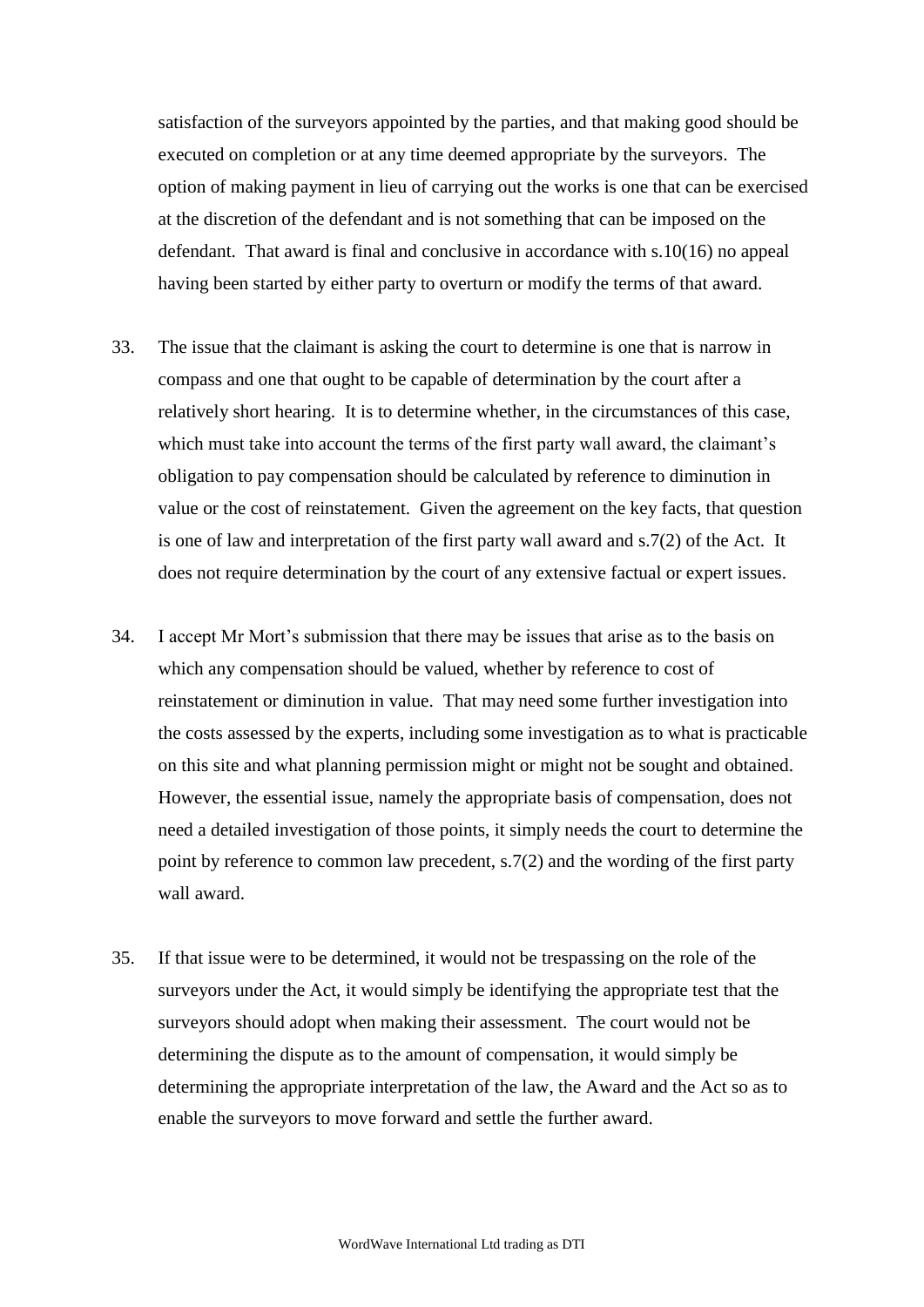satisfaction of the surveyors appointed by the parties, and that making good should be executed on completion or at any time deemed appropriate by the surveyors. The option of making payment in lieu of carrying out the works is one that can be exercised at the discretion of the defendant and is not something that can be imposed on the defendant. That award is final and conclusive in accordance with s.10(16) no appeal having been started by either party to overturn or modify the terms of that award.

33. The issue that the claimant is asking the court to determine is one that is narrow in compass and one that ought to be capable of determination by the court after a relatively short hearing. It is to determine whether, in the circumstances of this case, which must take into account the terms of the first party wall award, the claimant's obligation to pay compensation should be calculated by reference to diminution in value or the cost of reinstatement. Given the agreement on the key facts, that question is one of law and interpretation of the first party wall award and s.7(2) of the Act. It does not require determination by the court of any extensive factual or expert issues.

34. I accept Mr Mort's submission that there may be issues that arise as to the basis on which any compensation should be valued, whether by reference to cost of reinstatement or diminution in value. That may need some further investigation into the costs assessed by the experts, including some investigation as to what is practicable on this site and what planning permission might or might not be sought and obtained. However, the essential issue, namely the appropriate basis of compensation, does not need a detailed investigation of those points, it simply needs the court to determine the point by reference to common law precedent, s.7(2) and the wording of the first party wall award.

35. If that issue were to be determined, it would not be trespassing on the role of the surveyors under the Act, it would simply be identifying the appropriate test that the surveyors should adopt when making their assessment. The court would not be determining the dispute as to the amount of compensation, it would simply be determining the appropriate interpretation of the law, the Award and the Act so as to enable the surveyors to move forward and settle the further award.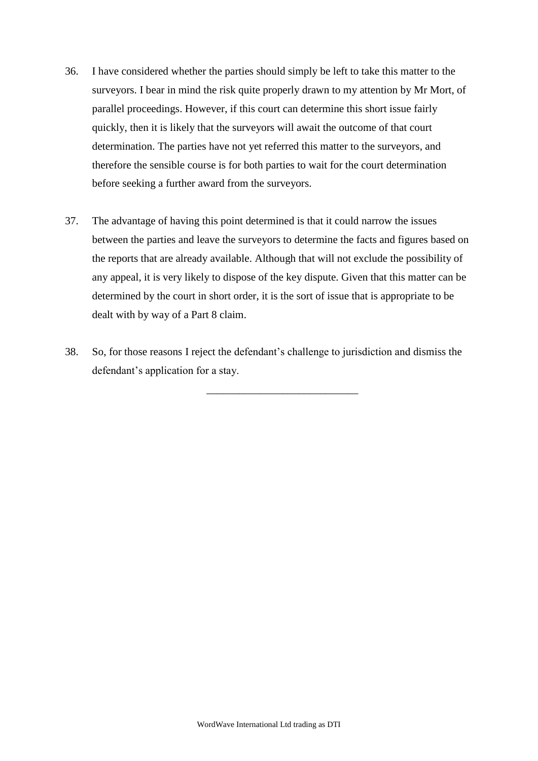36. I have considered whether the parties should simply be left to take this matter to the surveyors. I bear in mind the risk quite properly drawn to my attention by Mr Mort, of parallel proceedings. However, if this court can determine this short issue fairly quickly, then it is likely that the surveyors will await the outcome of that court determination. The parties have not yet referred this matter to the surveyors, and therefore the sensible course is for both parties to wait for the court determination before seeking a further award from the surveyors.

37. The advantage of having this point determined is that it could narrow the issues between the parties and leave the surveyors to determine the facts and figures based on the reports that are already available. Although that will not exclude the possibility of any appeal, it is very likely to dispose of the key dispute. Given that this matter can be determined by the court in short order, it is the sort of issue that is appropriate to be dealt with by way of a Part 8 claim.

38. So, for those reasons I reject the defendant's challenge to jurisdiction and dismiss the defendant's application for a stay.

\_\_\_\_\_\_\_\_\_\_\_\_\_\_\_\_\_\_\_\_\_\_\_\_\_\_\_\_